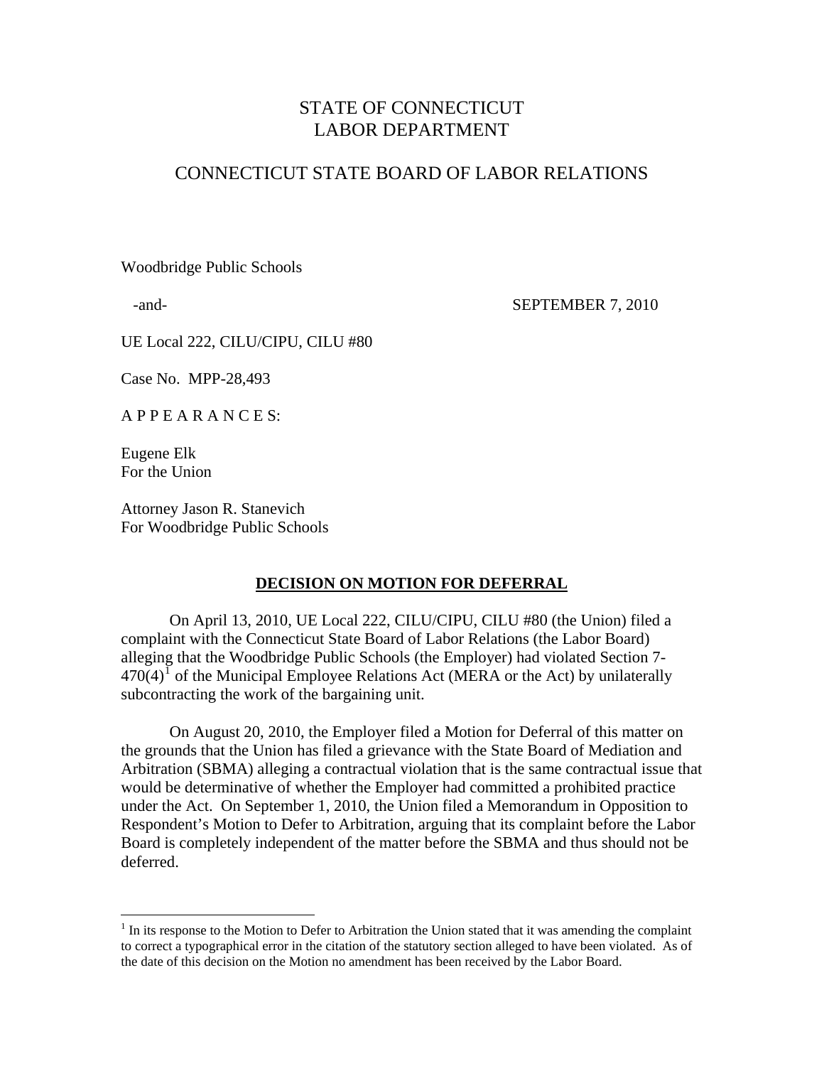# STATE OF CONNECTICUT
# LABOR DEPARTMENT

## CONNECTICUT STATE BOARD OF LABOR RELATIONS

Woodbridge Public Schools

-and- SEPTEMBER 7, 2010

UE Local 222, CILU/CIPU, CILU #80

Case No. MPP-28,493

A P P E A R A N C E S:

Eugene Elk
For the Union

Attorney Jason R. Stanevich
For Woodbridge Public Schools

**DECISION ON MOTION FOR DEFERRAL**

On April 13, 2010, UE Local 222, CILU/CIPU, CILU #80 (the Union) filed a complaint with the Connecticut State Board of Labor Relations (the Labor Board) alleging that the Woodbridge Public Schools (the Employer) had violated Section 7-470(4)[1] of the Municipal Employee Relations Act (MERA or the Act) by unilaterally subcontracting the work of the bargaining unit.

On August 20, 2010, the Employer filed a Motion for Deferral of this matter on the grounds that the Union has filed a grievance with the State Board of Mediation and Arbitration (SBMA) alleging a contractual violation that is the same contractual issue that would be determinative of whether the Employer had committed a prohibited practice under the Act. On September 1, 2010, the Union filed a Memorandum in Opposition to Respondent's Motion to Defer to Arbitration, arguing that its complaint before the Labor Board is completely independent of the matter before the SBMA and thus should not be deferred.

[1] In its response to the Motion to Defer to Arbitration the Union stated that it was amending the complaint to correct a typographical error in the citation of the statutory section alleged to have been violated. As of the date of this decision on the Motion no amendment has been received by the Labor Board.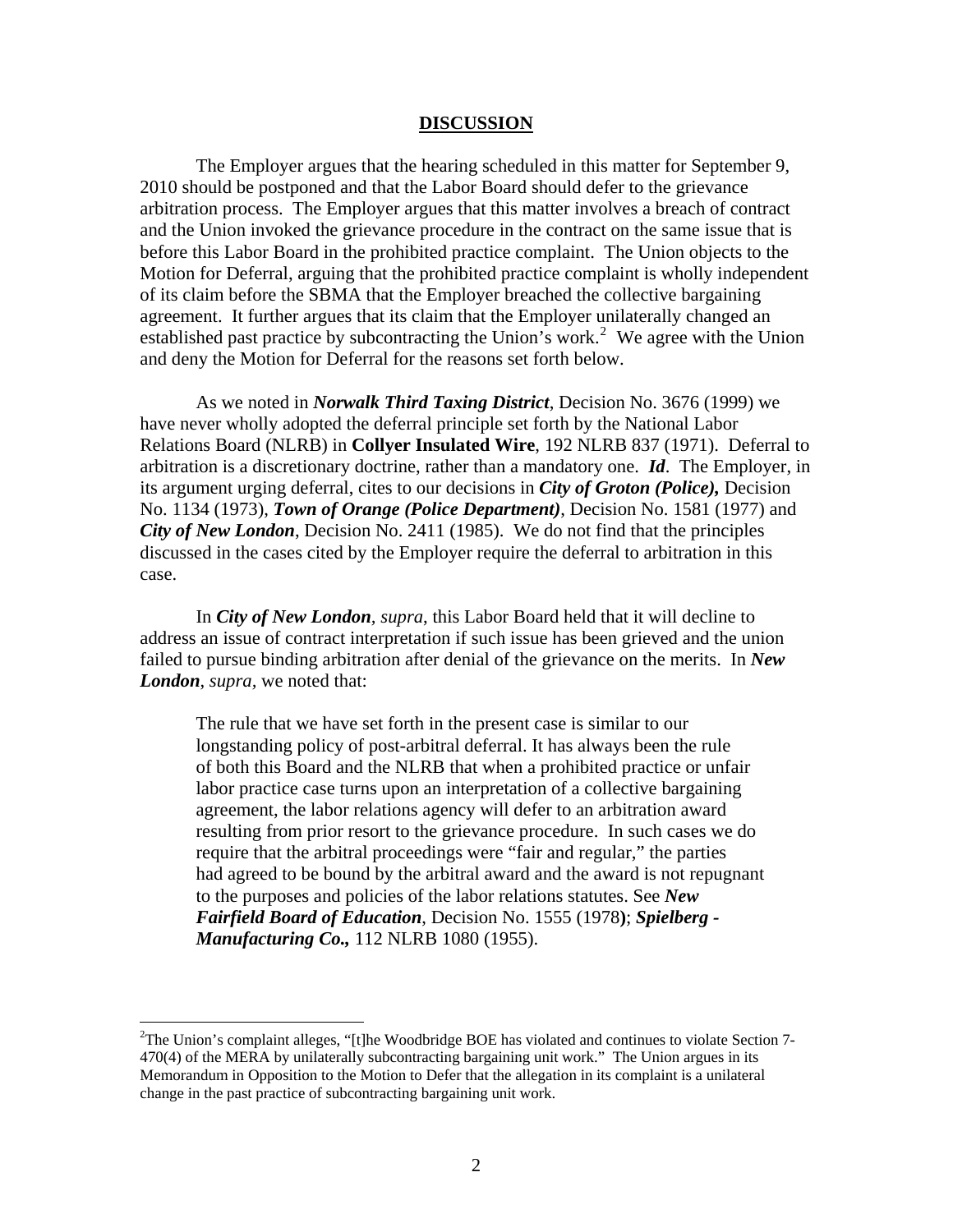## DISCUSSION

The Employer argues that the hearing scheduled in this matter for September 9, 2010 should be postponed and that the Labor Board should defer to the grievance arbitration process. The Employer argues that this matter involves a breach of contract and the Union invoked the grievance procedure in the contract on the same issue that is before this Labor Board in the prohibited practice complaint. The Union objects to the Motion for Deferral, arguing that the prohibited practice complaint is wholly independent of its claim before the SBMA that the Employer breached the collective bargaining agreement. It further argues that its claim that the Employer unilaterally changed an established past practice by subcontracting the Union's work.[2] We agree with the Union and deny the Motion for Deferral for the reasons set forth below.

As we noted in ***Norwalk Third Taxing District***, Decision No. 3676 (1999) we have never wholly adopted the deferral principle set forth by the National Labor Relations Board (NLRB) in **Collyer Insulated Wire**, 192 NLRB 837 (1971). Deferral to arbitration is a discretionary doctrine, rather than a mandatory one. ***Id***. The Employer, in its argument urging deferral, cites to our decisions in ***City of Groton (Police),*** Decision No. 1134 (1973), ***Town of Orange (Police Department)***, Decision No. 1581 (1977) and ***City of New London***, Decision No. 2411 (1985). We do not find that the principles discussed in the cases cited by the Employer require the deferral to arbitration in this case.

In ***City of New London***, *supra*, this Labor Board held that it will decline to address an issue of contract interpretation if such issue has been grieved and the union failed to pursue binding arbitration after denial of the grievance on the merits. In ***New London***, *supra*, we noted that:

> The rule that we have set forth in the present case is similar to our longstanding policy of post-arbitral deferral. It has always been the rule of both this Board and the NLRB that when a prohibited practice or unfair labor practice case turns upon an interpretation of a collective bargaining agreement, the labor relations agency will defer to an arbitration award resulting from prior resort to the grievance procedure. In such cases we do require that the arbitral proceedings were "fair and regular," the parties had agreed to be bound by the arbitral award and the award is not repugnant to the purposes and policies of the labor relations statutes. See ***New Fairfield Board of Education***, Decision No. 1555 (1978); ***Spielberg - Manufacturing Co.,*** 112 NLRB 1080 (1955).

---

[2]The Union's complaint alleges, "[t]he Woodbridge BOE has violated and continues to violate Section 7-470(4) of the MERA by unilaterally subcontracting bargaining unit work." The Union argues in its Memorandum in Opposition to the Motion to Defer that the allegation in its complaint is a unilateral change in the past practice of subcontracting bargaining unit work.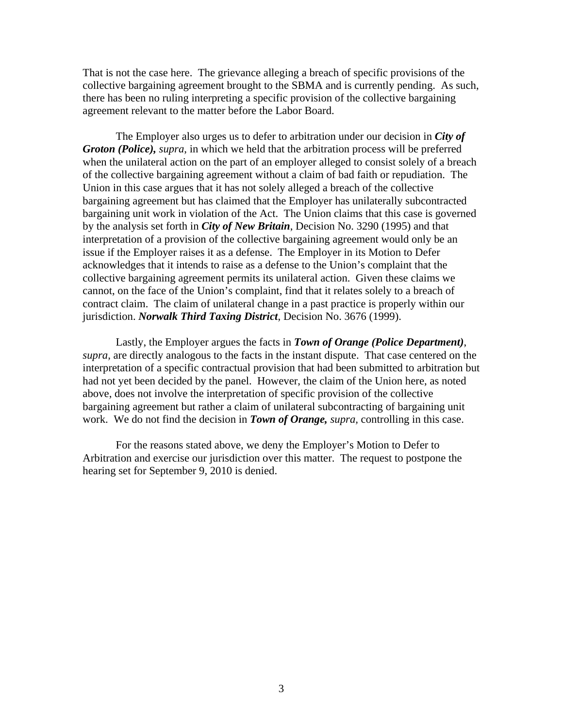That is not the case here. The grievance alleging a breach of specific provisions of the collective bargaining agreement brought to the SBMA and is currently pending. As such, there has been no ruling interpreting a specific provision of the collective bargaining agreement relevant to the matter before the Labor Board.

The Employer also urges us to defer to arbitration under our decision in ***City of Groton (Police),*** *supra*, in which we held that the arbitration process will be preferred when the unilateral action on the part of an employer alleged to consist solely of a breach of the collective bargaining agreement without a claim of bad faith or repudiation. The Union in this case argues that it has not solely alleged a breach of the collective bargaining agreement but has claimed that the Employer has unilaterally subcontracted bargaining unit work in violation of the Act. The Union claims that this case is governed by the analysis set forth in ***City of New Britain***, Decision No. 3290 (1995) and that interpretation of a provision of the collective bargaining agreement would only be an issue if the Employer raises it as a defense. The Employer in its Motion to Defer acknowledges that it intends to raise as a defense to the Union's complaint that the collective bargaining agreement permits its unilateral action. Given these claims we cannot, on the face of the Union's complaint, find that it relates solely to a breach of contract claim. The claim of unilateral change in a past practice is properly within our jurisdiction. ***Norwalk Third Taxing District***, Decision No. 3676 (1999).

Lastly, the Employer argues the facts in ***Town of Orange (Police Department)***, *supra,* are directly analogous to the facts in the instant dispute. That case centered on the interpretation of a specific contractual provision that had been submitted to arbitration but had not yet been decided by the panel. However, the claim of the Union here, as noted above, does not involve the interpretation of specific provision of the collective bargaining agreement but rather a claim of unilateral subcontracting of bargaining unit work. We do not find the decision in ***Town of Orange,*** *supra,* controlling in this case.

For the reasons stated above, we deny the Employer's Motion to Defer to Arbitration and exercise our jurisdiction over this matter. The request to postpone the hearing set for September 9, 2010 is denied.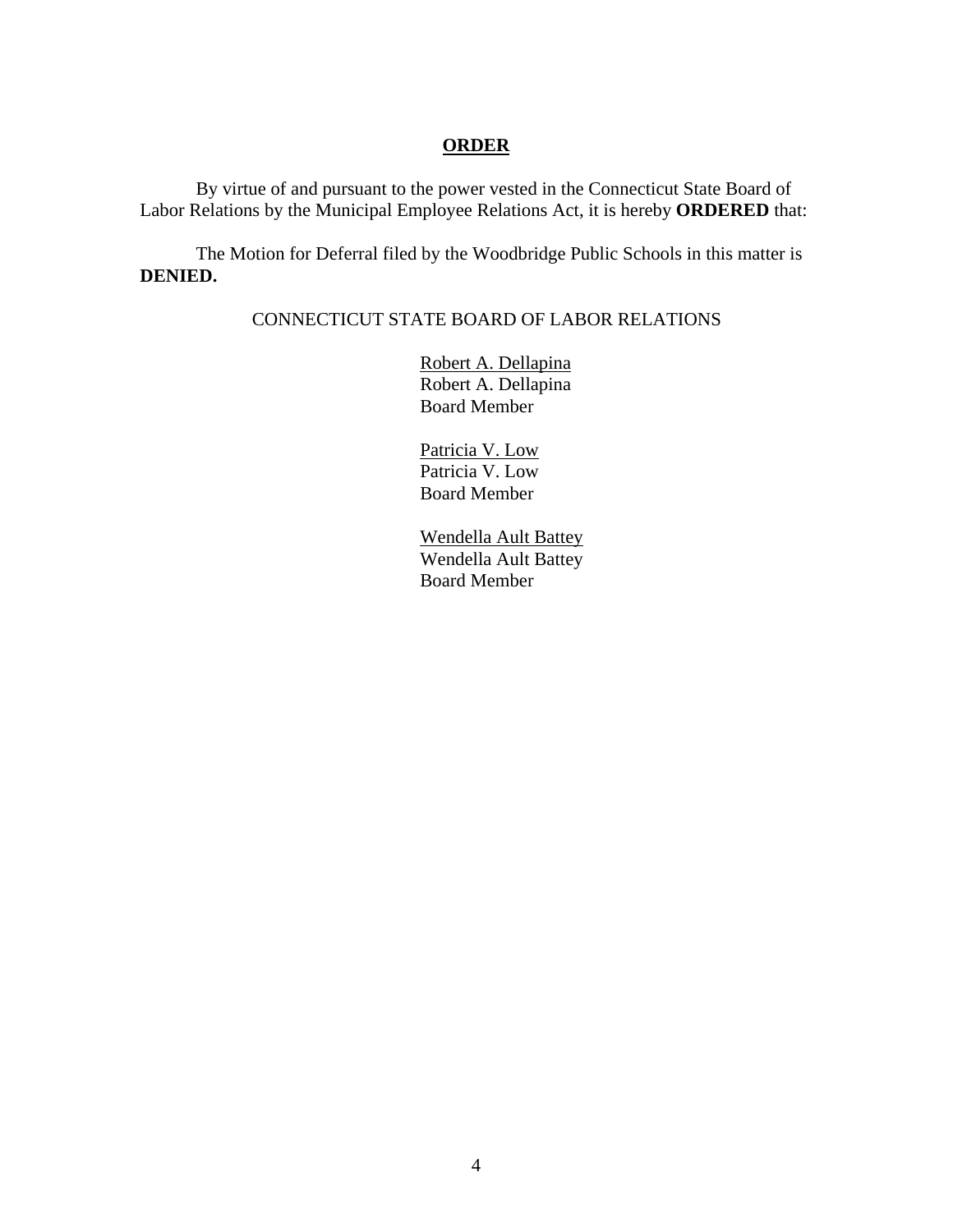## ORDER

By virtue of and pursuant to the power vested in the Connecticut State Board of Labor Relations by the Municipal Employee Relations Act, it is hereby **ORDERED** that:

The Motion for Deferral filed by the Woodbridge Public Schools in this matter is **DENIED.**

CONNECTICUT STATE BOARD OF LABOR RELATIONS

Robert A. Dellapina
Robert A. Dellapina
Board Member

Patricia V. Low
Patricia V. Low
Board Member

Wendella Ault Battey
Wendella Ault Battey
Board Member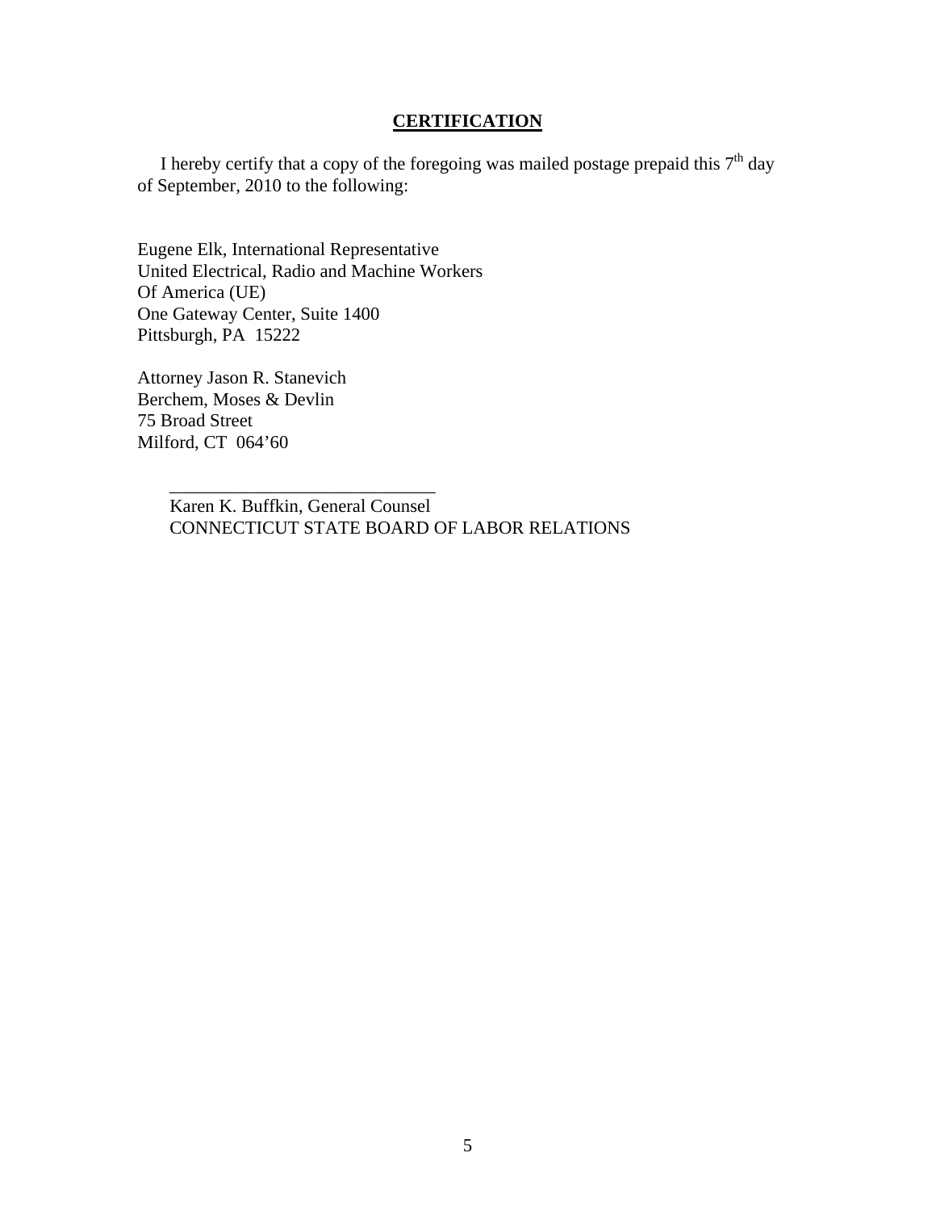# CERTIFICATION

I hereby certify that a copy of the foregoing was mailed postage prepaid this 7th day of September, 2010 to the following:

Eugene Elk, International Representative
United Electrical, Radio and Machine Workers
Of America (UE)
One Gateway Center, Suite 1400
Pittsburgh, PA 15222

Attorney Jason R. Stanevich
Berchem, Moses & Devlin
75 Broad Street
Milford, CT 064'60

\_\_\_\_\_\_\_\_\_\_\_\_\_\_\_\_\_\_\_\_\_\_\_\_\_\_\_\_\_\_
Karen K. Buffkin, General Counsel
CONNECTICUT STATE BOARD OF LABOR RELATIONS